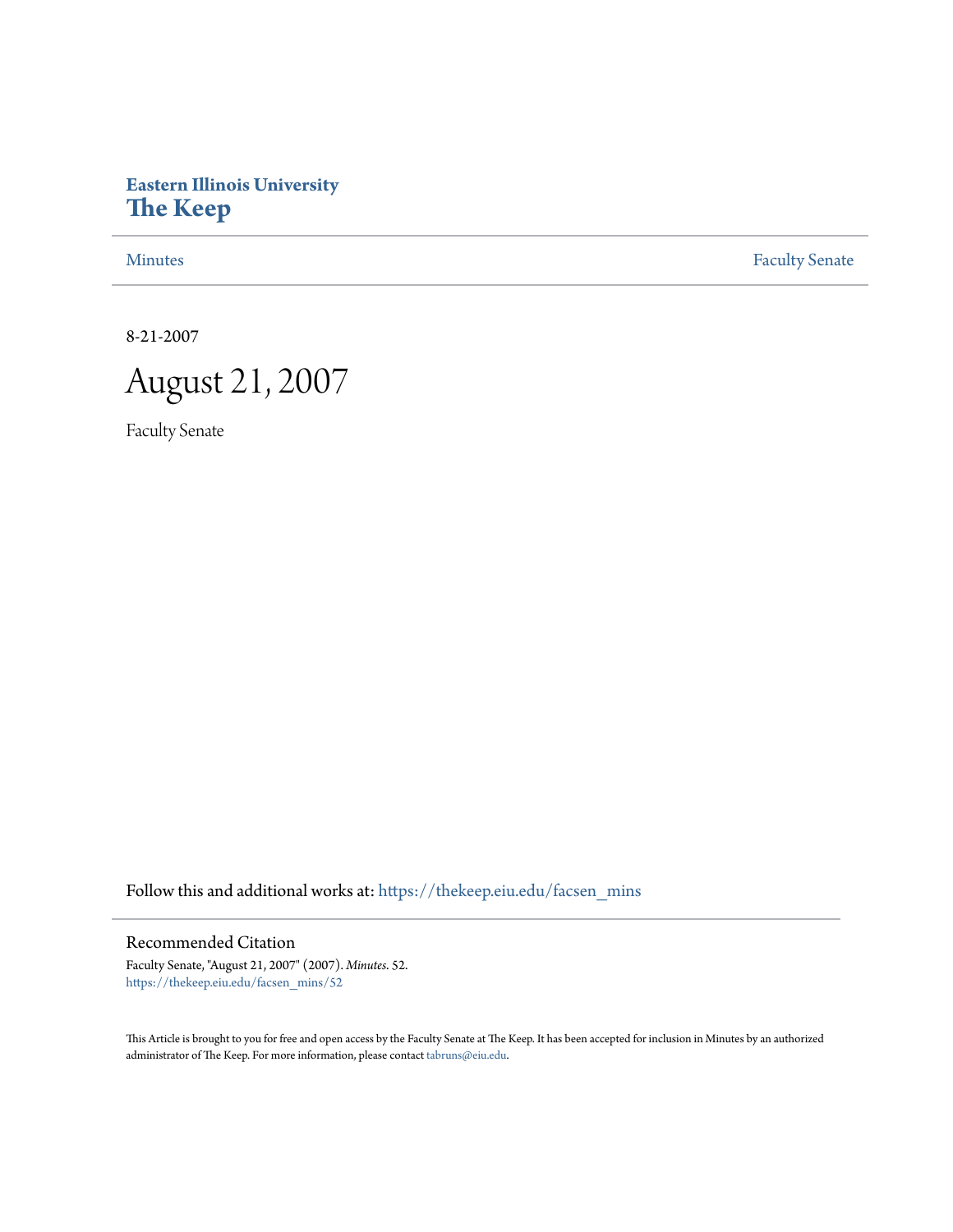Eastern Illinois University

# The Keep

Minutes | Faculty Senate

8-21-2007

# August 21, 2007

Faculty Senate

Follow this and additional works at: https://thekeep.eiu.edu/facsen_mins

## Recommended Citation

Faculty Senate, "August 21, 2007" (2007). *Minutes*. 52.
https://thekeep.eiu.edu/facsen_mins/52

This Article is brought to you for free and open access by the Faculty Senate at The Keep. It has been accepted for inclusion in Minutes by an authorized administrator of The Keep. For more information, please contact tabruns@eiu.edu.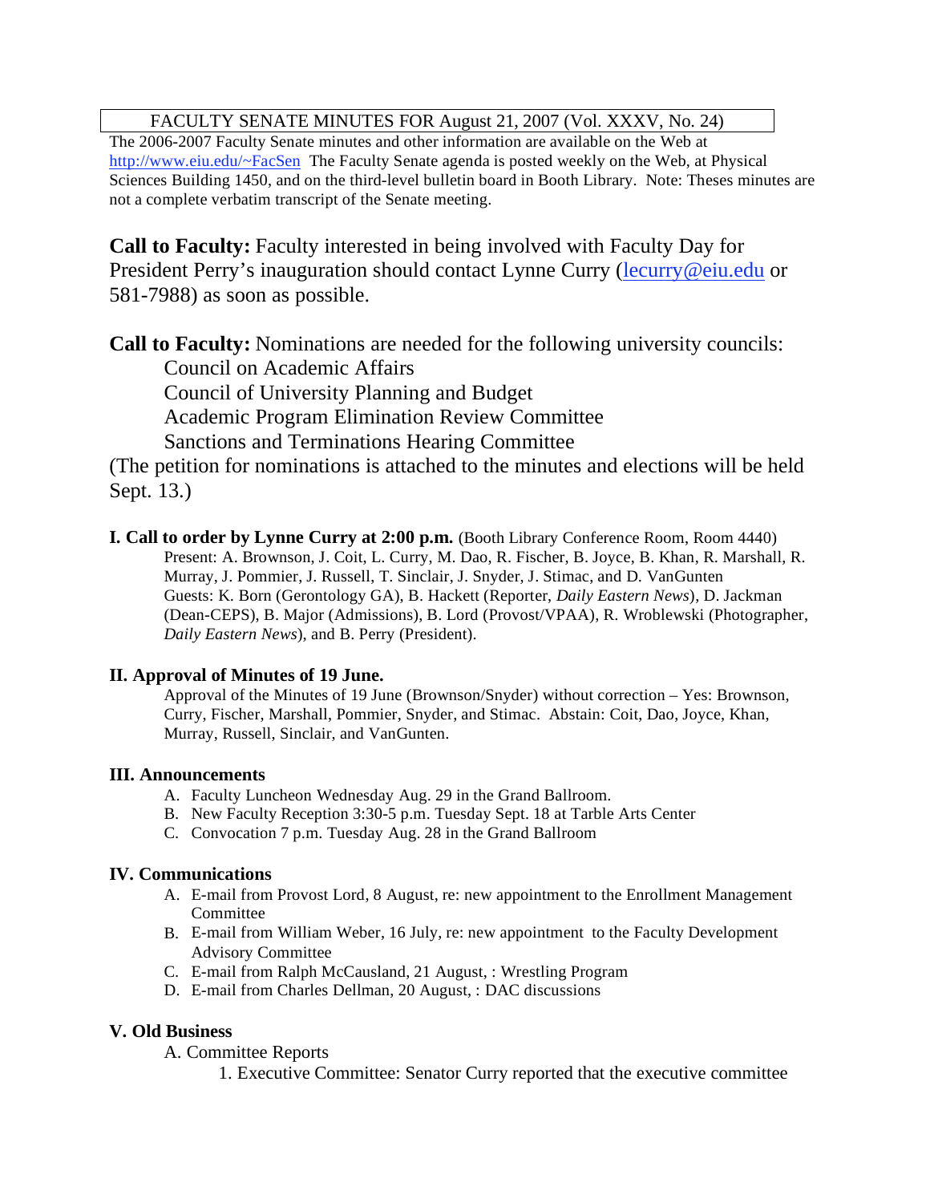FACULTY SENATE MINUTES FOR August 21, 2007 (Vol. XXXV, No. 24)

The 2006-2007 Faculty Senate minutes and other information are available on the Web at http://www.eiu.edu/~FacSen The Faculty Senate agenda is posted weekly on the Web, at Physical Sciences Building 1450, and on the third-level bulletin board in Booth Library. Note: Theses minutes are not a complete verbatim transcript of the Senate meeting.

**Call to Faculty:** Faculty interested in being involved with Faculty Day for President Perry's inauguration should contact Lynne Curry (lecurry@eiu.edu or 581-7988) as soon as possible.

**Call to Faculty:** Nominations are needed for the following university councils:

Council on Academic Affairs
Council of University Planning and Budget
Academic Program Elimination Review Committee
Sanctions and Terminations Hearing Committee

(The petition for nominations is attached to the minutes and elections will be held Sept. 13.)

**I. Call to order by Lynne Curry at 2:00 p.m.** (Booth Library Conference Room, Room 4440)

Present: A. Brownson, J. Coit, L. Curry, M. Dao, R. Fischer, B. Joyce, B. Khan, R. Marshall, R. Murray, J. Pommier, J. Russell, T. Sinclair, J. Snyder, J. Stimac, and D. VanGunten

Guests: K. Born (Gerontology GA), B. Hackett (Reporter, *Daily Eastern News*), D. Jackman (Dean-CEPS), B. Major (Admissions), B. Lord (Provost/VPAA), R. Wroblewski (Photographer, *Daily Eastern News*), and B. Perry (President).

**II. Approval of Minutes of 19 June.**

Approval of the Minutes of 19 June (Brownson/Snyder) without correction – Yes: Brownson, Curry, Fischer, Marshall, Pommier, Snyder, and Stimac. Abstain: Coit, Dao, Joyce, Khan, Murray, Russell, Sinclair, and VanGunten.

**III. Announcements**

A. Faculty Luncheon Wednesday Aug. 29 in the Grand Ballroom.
B. New Faculty Reception 3:30-5 p.m. Tuesday Sept. 18 at Tarble Arts Center
C. Convocation 7 p.m. Tuesday Aug. 28 in the Grand Ballroom

**IV. Communications**

A. E-mail from Provost Lord, 8 August, re: new appointment to the Enrollment Management Committee
B. E-mail from William Weber, 16 July, re: new appointment to the Faculty Development Advisory Committee
C. E-mail from Ralph McCausland, 21 August, : Wrestling Program
D. E-mail from Charles Dellman, 20 August, : DAC discussions

**V. Old Business**

A. Committee Reports

1. Executive Committee: Senator Curry reported that the executive committee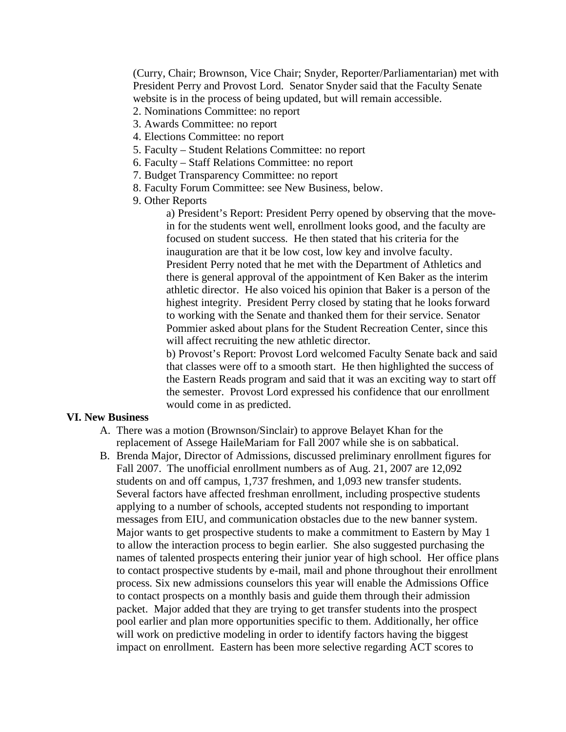(Curry, Chair; Brownson, Vice Chair; Snyder, Reporter/Parliamentarian) met with President Perry and Provost Lord. Senator Snyder said that the Faculty Senate website is in the process of being updated, but will remain accessible.

2. Nominations Committee: no report
3. Awards Committee: no report
4. Elections Committee: no report
5. Faculty – Student Relations Committee: no report
6. Faculty – Staff Relations Committee: no report
7. Budget Transparency Committee: no report
8. Faculty Forum Committee: see New Business, below.
9. Other Reports

   a) President's Report: President Perry opened by observing that the move-in for the students went well, enrollment looks good, and the faculty are focused on student success. He then stated that his criteria for the inauguration are that it be low cost, low key and involve faculty. President Perry noted that he met with the Department of Athletics and there is general approval of the appointment of Ken Baker as the interim athletic director. He also voiced his opinion that Baker is a person of the highest integrity. President Perry closed by stating that he looks forward to working with the Senate and thanked them for their service. Senator Pommier asked about plans for the Student Recreation Center, since this will affect recruiting the new athletic director.

   b) Provost's Report: Provost Lord welcomed Faculty Senate back and said that classes were off to a smooth start. He then highlighted the success of the Eastern Reads program and said that it was an exciting way to start off the semester. Provost Lord expressed his confidence that our enrollment would come in as predicted.

**VI. New Business**

A. There was a motion (Brownson/Sinclair) to approve Belayet Khan for the replacement of Assege HaileMariam for Fall 2007 while she is on sabbatical.

B. Brenda Major, Director of Admissions, discussed preliminary enrollment figures for Fall 2007. The unofficial enrollment numbers as of Aug. 21, 2007 are 12,092 students on and off campus, 1,737 freshmen, and 1,093 new transfer students. Several factors have affected freshman enrollment, including prospective students applying to a number of schools, accepted students not responding to important messages from EIU, and communication obstacles due to the new banner system. Major wants to get prospective students to make a commitment to Eastern by May 1 to allow the interaction process to begin earlier. She also suggested purchasing the names of talented prospects entering their junior year of high school. Her office plans to contact prospective students by e-mail, mail and phone throughout their enrollment process. Six new admissions counselors this year will enable the Admissions Office to contact prospects on a monthly basis and guide them through their admission packet. Major added that they are trying to get transfer students into the prospect pool earlier and plan more opportunities specific to them. Additionally, her office will work on predictive modeling in order to identify factors having the biggest impact on enrollment. Eastern has been more selective regarding ACT scores to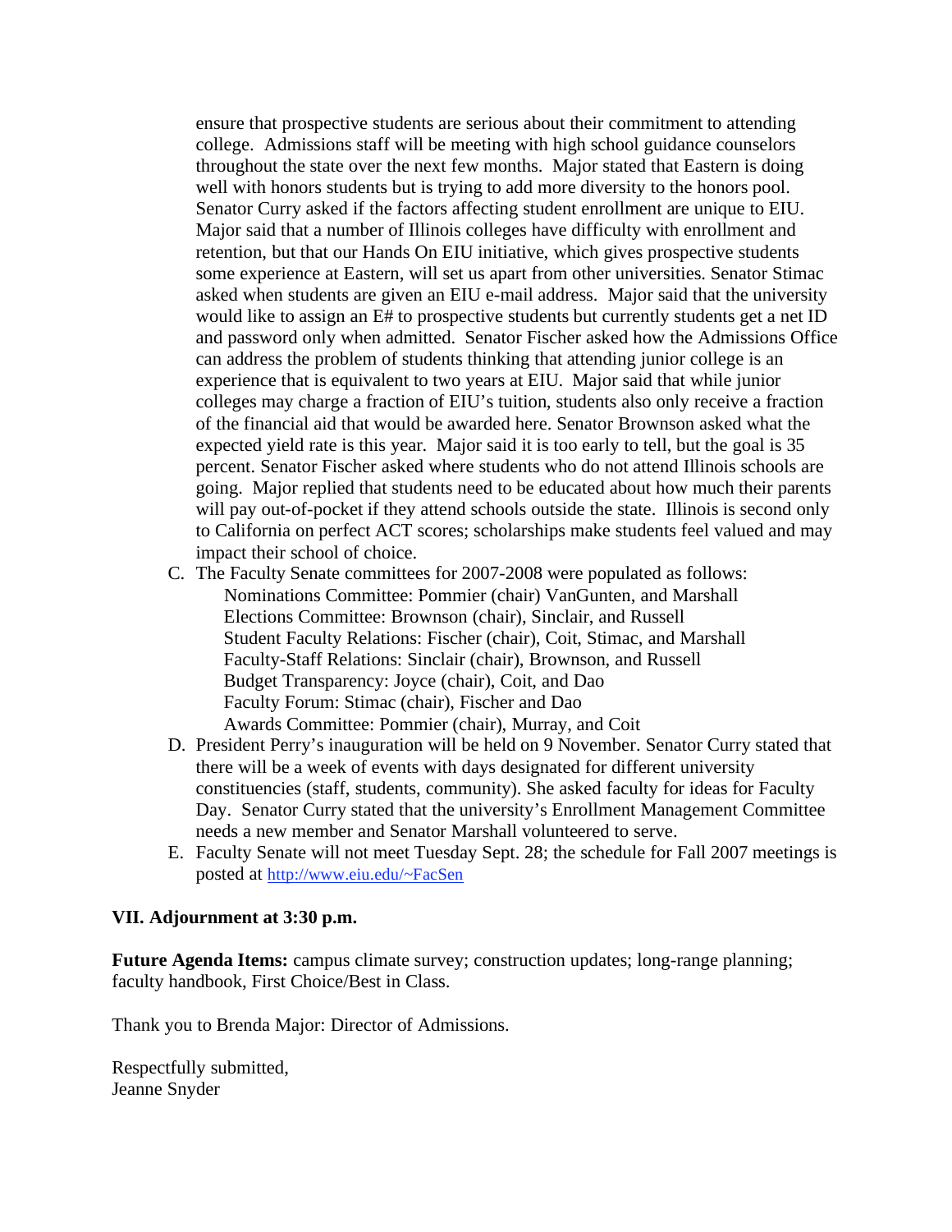ensure that prospective students are serious about their commitment to attending college. Admissions staff will be meeting with high school guidance counselors throughout the state over the next few months. Major stated that Eastern is doing well with honors students but is trying to add more diversity to the honors pool. Senator Curry asked if the factors affecting student enrollment are unique to EIU. Major said that a number of Illinois colleges have difficulty with enrollment and retention, but that our Hands On EIU initiative, which gives prospective students some experience at Eastern, will set us apart from other universities. Senator Stimac asked when students are given an EIU e-mail address. Major said that the university would like to assign an E# to prospective students but currently students get a net ID and password only when admitted. Senator Fischer asked how the Admissions Office can address the problem of students thinking that attending junior college is an experience that is equivalent to two years at EIU. Major said that while junior colleges may charge a fraction of EIU's tuition, students also only receive a fraction of the financial aid that would be awarded here. Senator Brownson asked what the expected yield rate is this year. Major said it is too early to tell, but the goal is 35 percent. Senator Fischer asked where students who do not attend Illinois schools are going. Major replied that students need to be educated about how much their parents will pay out-of-pocket if they attend schools outside the state. Illinois is second only to California on perfect ACT scores; scholarships make students feel valued and may impact their school of choice.

C. The Faculty Senate committees for 2007-2008 were populated as follows:
   - Nominations Committee: Pommier (chair) VanGunten, and Marshall
   - Elections Committee: Brownson (chair), Sinclair, and Russell
   - Student Faculty Relations: Fischer (chair), Coit, Stimac, and Marshall
   - Faculty-Staff Relations: Sinclair (chair), Brownson, and Russell
   - Budget Transparency: Joyce (chair), Coit, and Dao
   - Faculty Forum: Stimac (chair), Fischer and Dao
   - Awards Committee: Pommier (chair), Murray, and Coit

D. President Perry's inauguration will be held on 9 November. Senator Curry stated that there will be a week of events with days designated for different university constituencies (staff, students, community). She asked faculty for ideas for Faculty Day. Senator Curry stated that the university's Enrollment Management Committee needs a new member and Senator Marshall volunteered to serve.

E. Faculty Senate will not meet Tuesday Sept. 28; the schedule for Fall 2007 meetings is posted at http://www.eiu.edu/~FacSen

**VII. Adjournment at 3:30 p.m.**

**Future Agenda Items:** campus climate survey; construction updates; long-range planning; faculty handbook, First Choice/Best in Class.

Thank you to Brenda Major: Director of Admissions.

Respectfully submitted,
Jeanne Snyder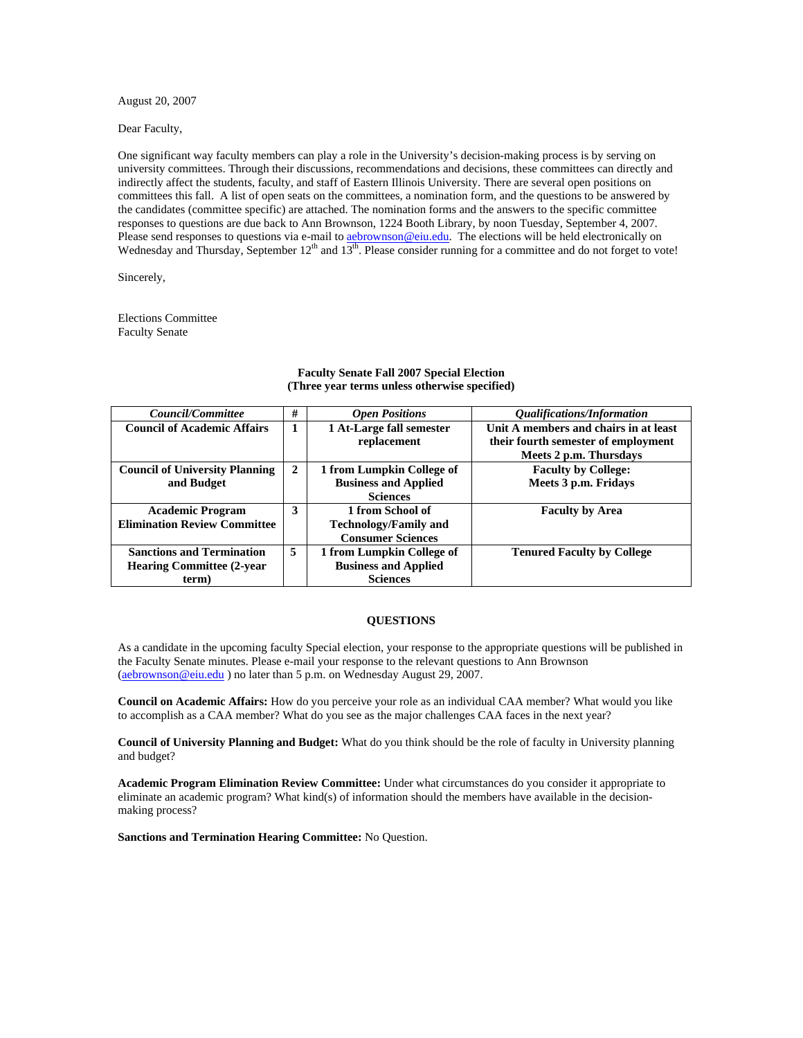August 20, 2007

Dear Faculty,

One significant way faculty members can play a role in the University's decision-making process is by serving on university committees. Through their discussions, recommendations and decisions, these committees can directly and indirectly affect the students, faculty, and staff of Eastern Illinois University. There are several open positions on committees this fall. A list of open seats on the committees, a nomination form, and the questions to be answered by the candidates (committee specific) are attached. The nomination forms and the answers to the specific committee responses to questions are due back to Ann Brownson, 1224 Booth Library, by noon Tuesday, September 4, 2007. Please send responses to questions via e-mail to aebrownson@eiu.edu. The elections will be held electronically on Wednesday and Thursday, September 12th and 13th. Please consider running for a committee and do not forget to vote!

Sincerely,

Elections Committee
Faculty Senate

**Faculty Senate Fall 2007 Special Election**
**(Three year terms unless otherwise specified)**

| ***Council/Committee*** | **#** | ***Open Positions*** | ***Qualifications/Information*** |
|---|---|---|---|
| **Council of Academic Affairs** | **1** | **1 At-Large fall semester replacement** | **Unit A members and chairs in at least their fourth semester of employment Meets 2 p.m. Thursdays** |
| **Council of University Planning and Budget** | **2** | **1 from Lumpkin College of Business and Applied Sciences** | **Faculty by College: Meets 3 p.m. Fridays** |
| **Academic Program Elimination Review Committee** | **3** | **1 from School of Technology/Family and Consumer Sciences** | **Faculty by Area** |
| **Sanctions and Termination Hearing Committee (2-year term)** | **5** | **1 from Lumpkin College of Business and Applied Sciences** | **Tenured Faculty by College** |

**QUESTIONS**

As a candidate in the upcoming faculty Special election, your response to the appropriate questions will be published in the Faculty Senate minutes. Please e-mail your response to the relevant questions to Ann Brownson (aebrownson@eiu.edu ) no later than 5 p.m. on Wednesday August 29, 2007.

**Council on Academic Affairs:** How do you perceive your role as an individual CAA member? What would you like to accomplish as a CAA member? What do you see as the major challenges CAA faces in the next year?

**Council of University Planning and Budget:** What do you think should be the role of faculty in University planning and budget?

**Academic Program Elimination Review Committee:** Under what circumstances do you consider it appropriate to eliminate an academic program? What kind(s) of information should the members have available in the decision-making process?

**Sanctions and Termination Hearing Committee:** No Question.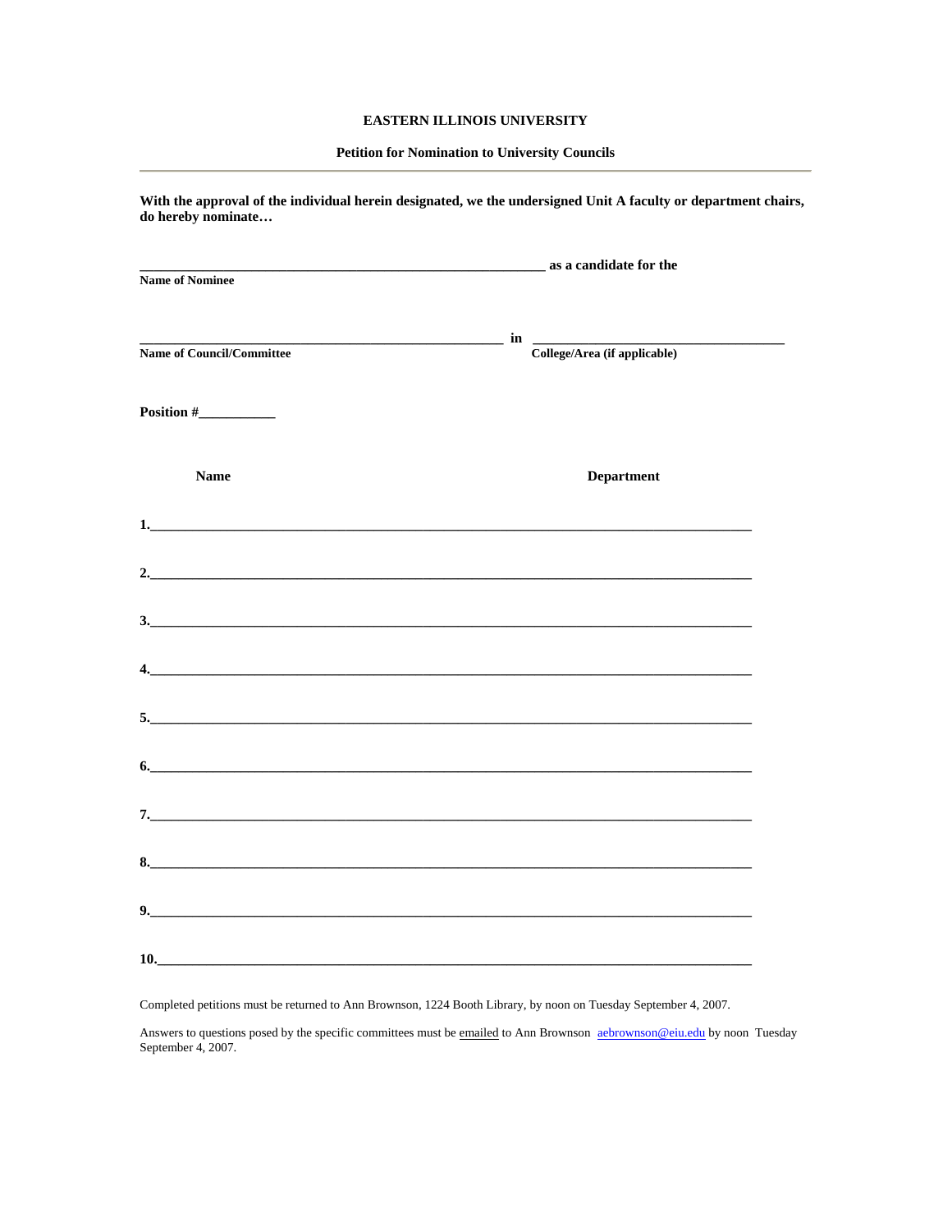**EASTERN ILLINOIS UNIVERSITY**

**Petition for Nomination to University Councils**

---

**With the approval of the individual herein designated, we the undersigned Unit A faculty or department chairs, do hereby nominate…**

________________________________________________________ **as a candidate for the**
**Name of Nominee**

__________________________________________________ **in** ___________________________________
**Name of Council/Committee** **College/Area (if applicable)**

**Position #**___________

**Name** **Department**

**1.**_______________________________________________________________________________

**2.**_______________________________________________________________________________

**3.**_______________________________________________________________________________

**4.**_______________________________________________________________________________

**5.**_______________________________________________________________________________

**6.**_______________________________________________________________________________

**7.**_______________________________________________________________________________

**8.**_______________________________________________________________________________

**9.**_______________________________________________________________________________

**10.**______________________________________________________________________________

Completed petitions must be returned to Ann Brownson, 1224 Booth Library, by noon on Tuesday September 4, 2007.

Answers to questions posed by the specific committees must be emailed to Ann Brownson aebrownson@eiu.edu by noon Tuesday September 4, 2007.